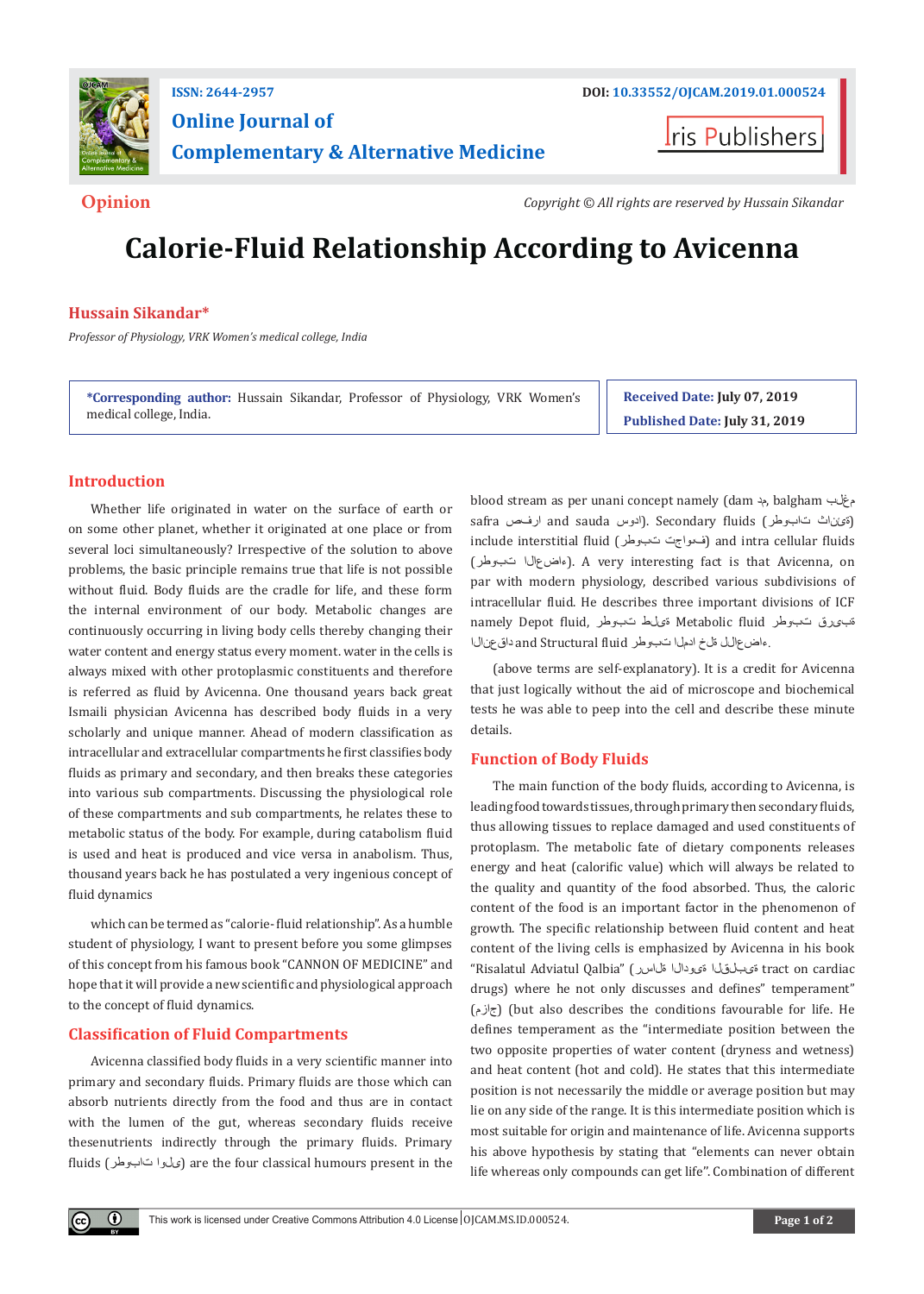ISSN: 2644-2957

**Online Journal of Complementary & Alternative Medicine**

DOI: 10.33552/OJCAM.2019.01.000524

Iris Publishers

**Opinion**

*Copyright © All rights are reserved by Hussain Sikandar*

# Calorie-Fluid Relationship According to Avicenna

**Hussain Sikandar***

*Professor of Physiology, VRK Women's medical college, India*

***Corresponding author:** Hussain Sikandar, Professor of Physiology, VRK Women's medical college, India.

**Received Date:** July 07, 2019

**Published Date:** July 31, 2019

## Introduction

Whether life originated in water on the surface of earth or on some other planet, whether it originated at one place or from several loci simultaneously? Irrespective of the solution to above problems, the basic principle remains true that life is not possible without fluid. Body fluids are the cradle for life, and these form the internal environment of our body. Metabolic changes are continuously occurring in living body cells thereby changing their water content and energy status every moment. water in the cells is always mixed with other protoplasmic constituents and therefore is referred as fluid by Avicenna. One thousand years back great Ismaili physician Avicenna has described body fluids in a very scholarly and unique manner. Ahead of modern classification as intracellular and extracellular compartments he first classifies body fluids as primary and secondary, and then breaks these categories into various sub compartments. Discussing the physiological role of these compartments and sub compartments, he relates these to metabolic status of the body. For example, during catabolism fluid is used and heat is produced and vice versa in anabolism. Thus, thousand years back he has postulated a very ingenious concept of fluid dynamics

which can be termed as "calorie- fluid relationship". As a humble student of physiology, I want to present before you some glimpses of this concept from his famous book "CANNON OF MEDICINE" and hope that it will provide a new scientific and physiological approach to the concept of fluid dynamics.

## Classification of Fluid Compartments

Avicenna classified body fluids in a very scientific manner into primary and secondary fluids. Primary fluids are those which can absorb nutrients directly from the food and thus are in contact with the lumen of the gut, whereas secondary fluids receive thesenutrients indirectly through the primary fluids. Primary fluids (رطوبات اولی) are the four classical humours present in the blood stream as per unani concept namely (dam دم, balgham بلغم, safra صفرا and sauda سودا). Secondary fluids (رطوبات ثانئی) include interstitial fluid (رطوبت تجاویف) and intra cellular fluids (رطوبت الاعضاء). A very interesting fact is that Avicenna, on par with modern physiology, described various subdivisions of intracellular fluid. He describes three important divisions of ICF namely Depot fluid, رطوبت طلئی Metabolic fluid رطوبت قریبی الانعقاد and Structural fluid رطوبت المداخلة للاعضاء.

(above terms are self-explanatory). It is a credit for Avicenna that just logically without the aid of microscope and biochemical tests he was able to peep into the cell and describe these minute details.

## Function of Body Fluids

The main function of the body fluids, according to Avicenna, is leading food towards tissues, through primary then secondary fluids, thus allowing tissues to replace damaged and used constituents of protoplasm. The metabolic fate of dietary components releases energy and heat (calorific value) which will always be related to the quality and quantity of the food absorbed. Thus, the caloric content of the food is an important factor in the phenomenon of growth. The specific relationship between fluid content and heat content of the living cells is emphasized by Avicenna in his book "Risalatul Adviatul Qalbia" (رسالة الادوية القلبية tract on cardiac drugs) where he not only discusses and defines" temperament" (مزاج) (but also describes the conditions favourable for life. He defines temperament as the "intermediate position between the two opposite properties of water content (dryness and wetness) and heat content (hot and cold). He states that this intermediate position is not necessarily the middle or average position but may lie on any side of the range. It is this intermediate position which is most suitable for origin and maintenance of life. Avicenna supports his above hypothesis by stating that "elements can never obtain life whereas only compounds can get life". Combination of different

This work is licensed under Creative Commons Attribution 4.0 License OJCAM.MS.ID.000524.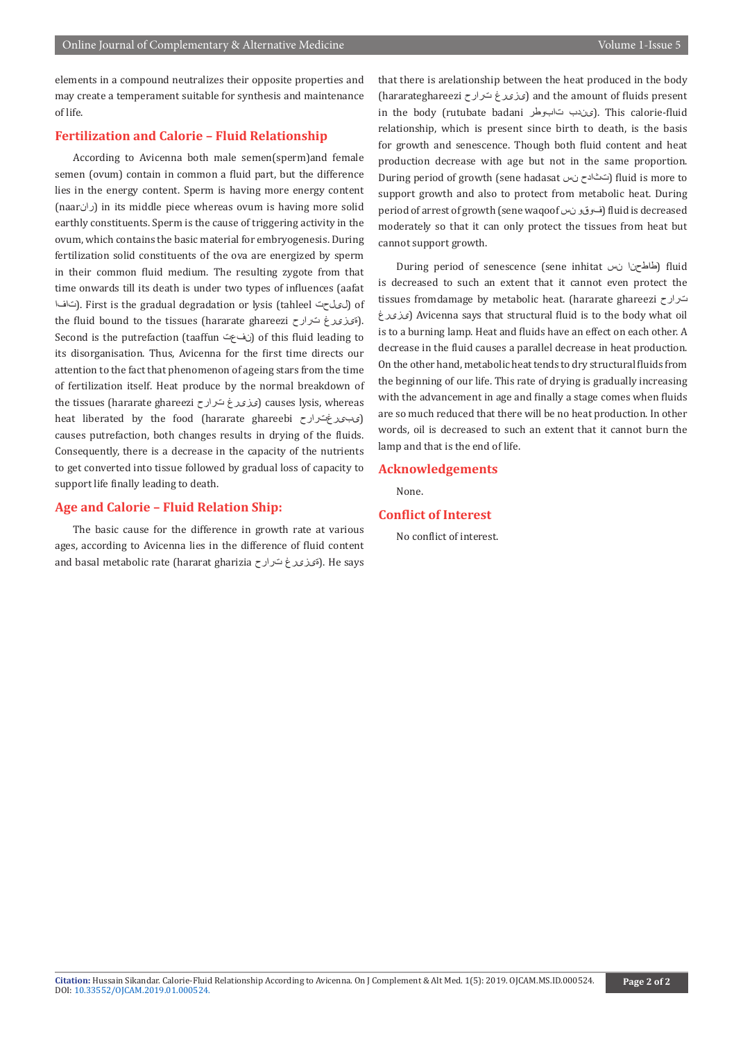elements in a compound neutralizes their opposite properties and may create a temperament suitable for synthesis and maintenance of life.

## Fertilization and Calorie – Fluid Relationship

According to Avicenna both male semen(sperm)and female semen (ovum) contain in common a fluid part, but the difference lies in the energy content. Sperm is having more energy content (naarران) in its middle piece whereas ovum is having more solid earthly constituents. Sperm is the cause of triggering activity in the ovum, which contains the basic material for embryogenesis. During fertilization solid constituents of the ova are energized by sperm in their common fluid medium. The resulting zygote from that time onwards till its death is under two types of influences (aafat آفات). First is the gradual degradation or lysis (tahleel تحلیل) of the fluid bound to the tissues (hararate ghareezi حرارت غریزی). Second is the putrefaction (taaffun تعفن) of this fluid leading to its disorganisation. Thus, Avicenna for the first time directs our attention to the fact that phenomenon of ageing stars from the time of fertilization itself. Heat produce by the normal breakdown of the tissues (hararate ghareezi حرارت غریزی) causes lysis, whereas heat liberated by the food (hararate ghareebi حرارتغریبی) causes putrefaction, both changes results in drying of the fluids. Consequently, there is a decrease in the capacity of the nutrients to get converted into tissue followed by gradual loss of capacity to support life finally leading to death.

## Age and Calorie – Fluid Relation Ship:

The basic cause for the difference in growth rate at various ages, according to Avicenna lies in the difference of fluid content and basal metabolic rate (hararat gharizia حرارت غریزی). He says that there is arelationship between the heat produced in the body (hararateghareezi حرارت غریزی) and the amount of fluids present in the body (rutubate badani رطوبات بدنی). This calorie-fluid relationship, which is present since birth to death, is the basis for growth and senescence. Though both fluid content and heat production decrease with age but not in the same proportion. During period of growth (sene hadasat سن حداثت) fluid is more to support growth and also to protect from metabolic heat. During period of arrest of growth (sene waqoof سن وقوف) fluid is decreased moderately so that it can only protect the tissues from heat but cannot support growth.

During period of senescence (sene inhitat سن انحطاط) fluid is decreased to such an extent that it cannot even protect the tissues fromdamage by metabolic heat. (hararate ghareezi حرارت غریزی) Avicenna says that structural fluid is to the body what oil is to a burning lamp. Heat and fluids have an effect on each other. A decrease in the fluid causes a parallel decrease in heat production. On the other hand, metabolic heat tends to dry structural fluids from the beginning of our life. This rate of drying is gradually increasing with the advancement in age and finally a stage comes when fluids are so much reduced that there will be no heat production. In other words, oil is decreased to such an extent that it cannot burn the lamp and that is the end of life.

## Acknowledgements

None.

## Conflict of Interest

No conflict of interest.